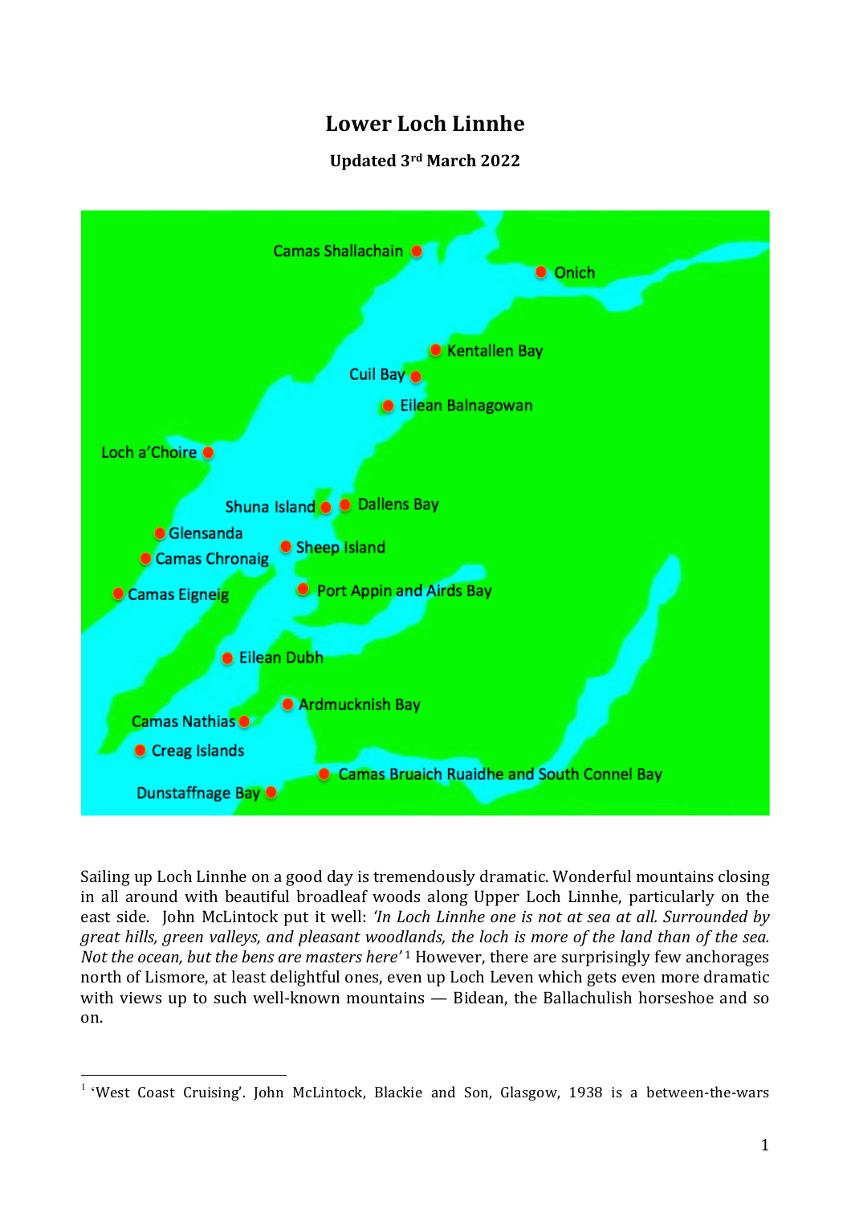# Lower Loch Linnhe

**Updated 3rd March 2022**

Sailing up Loch Linnhe on a good day is tremendously dramatic. Wonderful mountains closing in all around with beautiful broadleaf woods along Upper Loch Linnhe, particularly on the east side. John McLintock put it well: *'In Loch Linnhe one is not at sea at all. Surrounded by great hills, green valleys, and pleasant woodlands, the loch is more of the land than of the sea. Not the ocean, but the bens are masters here'* [1] However, there are surprisingly few anchorages north of Lismore, at least delightful ones, even up Loch Leven which gets even more dramatic with views up to such well-known mountains — Bidean, the Ballachulish horseshoe and so on.

[1] 'West Coast Cruising'. John McLintock, Blackie and Son, Glasgow, 1938 is a between-the-wars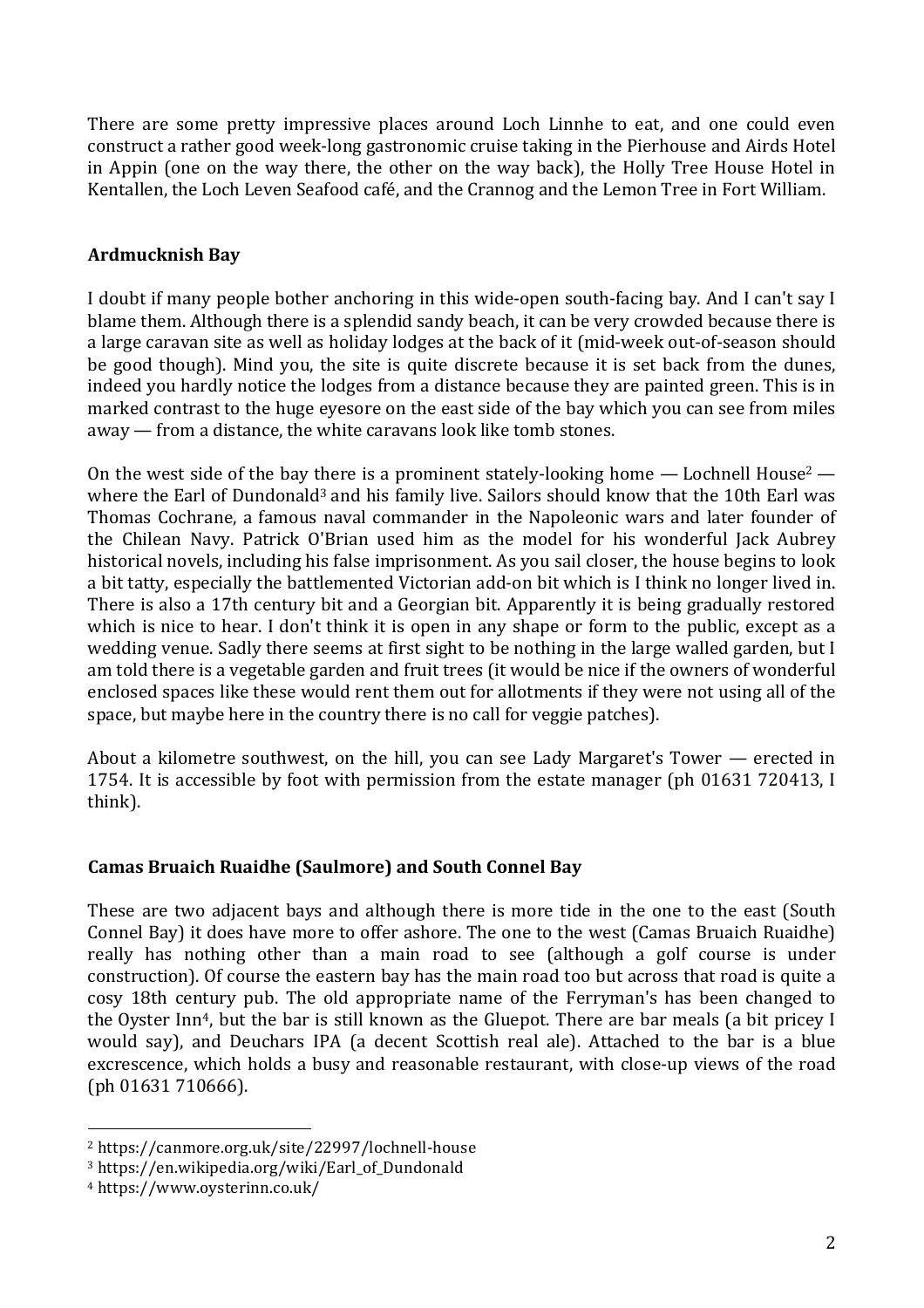There are some pretty impressive places around Loch Linnhe to eat, and one could even construct a rather good week-long gastronomic cruise taking in the Pierhouse and Airds Hotel in Appin (one on the way there, the other on the way back), the Holly Tree House Hotel in Kentallen, the Loch Leven Seafood café, and the Crannog and the Lemon Tree in Fort William.

### Ardmucknish Bay

I doubt if many people bother anchoring in this wide-open south-facing bay. And I can't say I blame them. Although there is a splendid sandy beach, it can be very crowded because there is a large caravan site as well as holiday lodges at the back of it (mid-week out-of-season should be good though). Mind you, the site is quite discrete because it is set back from the dunes, indeed you hardly notice the lodges from a distance because they are painted green. This is in marked contrast to the huge eyesore on the east side of the bay which you can see from miles away — from a distance, the white caravans look like tomb stones.

On the west side of the bay there is a prominent stately-looking home — Lochnell House[2] — where the Earl of Dundonald[3] and his family live. Sailors should know that the 10th Earl was Thomas Cochrane, a famous naval commander in the Napoleonic wars and later founder of the Chilean Navy. Patrick O'Brian used him as the model for his wonderful Jack Aubrey historical novels, including his false imprisonment. As you sail closer, the house begins to look a bit tatty, especially the battlemented Victorian add-on bit which is I think no longer lived in. There is also a 17th century bit and a Georgian bit. Apparently it is being gradually restored which is nice to hear. I don't think it is open in any shape or form to the public, except as a wedding venue. Sadly there seems at first sight to be nothing in the large walled garden, but I am told there is a vegetable garden and fruit trees (it would be nice if the owners of wonderful enclosed spaces like these would rent them out for allotments if they were not using all of the space, but maybe here in the country there is no call for veggie patches).

About a kilometre southwest, on the hill, you can see Lady Margaret's Tower — erected in 1754. It is accessible by foot with permission from the estate manager (ph 01631 720413, I think).

### Camas Bruaich Ruaidhe (Saulmore) and South Connel Bay

These are two adjacent bays and although there is more tide in the one to the east (South Connel Bay) it does have more to offer ashore. The one to the west (Camas Bruaich Ruaidhe) really has nothing other than a main road to see (although a golf course is under construction). Of course the eastern bay has the main road too but across that road is quite a cosy 18th century pub. The old appropriate name of the Ferryman's has been changed to the Oyster Inn[4], but the bar is still known as the Gluepot. There are bar meals (a bit pricey I would say), and Deuchars IPA (a decent Scottish real ale). Attached to the bar is a blue excrescence, which holds a busy and reasonable restaurant, with close-up views of the road (ph 01631 710666).

---

[2] https://canmore.org.uk/site/22997/lochnell-house

[3] https://en.wikipedia.org/wiki/Earl_of_Dundonald

[4] https://www.oysterinn.co.uk/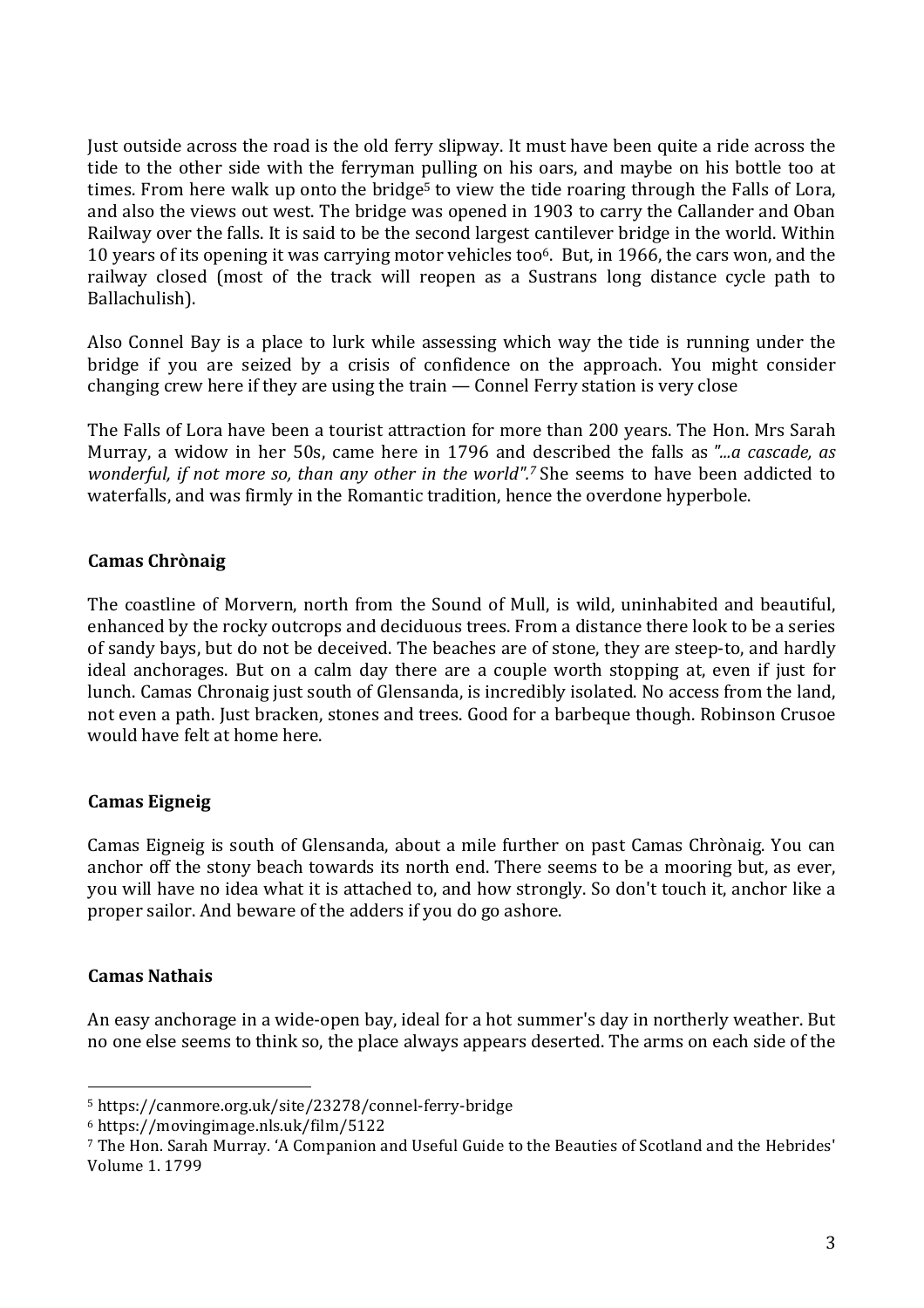Just outside across the road is the old ferry slipway. It must have been quite a ride across the tide to the other side with the ferryman pulling on his oars, and maybe on his bottle too at times. From here walk up onto the bridge[5] to view the tide roaring through the Falls of Lora, and also the views out west. The bridge was opened in 1903 to carry the Callander and Oban Railway over the falls. It is said to be the second largest cantilever bridge in the world. Within 10 years of its opening it was carrying motor vehicles too[6]. But, in 1966, the cars won, and the railway closed (most of the track will reopen as a Sustrans long distance cycle path to Ballachulish).

Also Connel Bay is a place to lurk while assessing which way the tide is running under the bridge if you are seized by a crisis of confidence on the approach. You might consider changing crew here if they are using the train — Connel Ferry station is very close

The Falls of Lora have been a tourist attraction for more than 200 years. The Hon. Mrs Sarah Murray, a widow in her 50s, came here in 1796 and described the falls as *"...a cascade, as wonderful, if not more so, than any other in the world".*[7] She seems to have been addicted to waterfalls, and was firmly in the Romantic tradition, hence the overdone hyperbole.

**Camas Chrònaig**

The coastline of Morvern, north from the Sound of Mull, is wild, uninhabited and beautiful, enhanced by the rocky outcrops and deciduous trees. From a distance there look to be a series of sandy bays, but do not be deceived. The beaches are of stone, they are steep-to, and hardly ideal anchorages. But on a calm day there are a couple worth stopping at, even if just for lunch. Camas Chronaig just south of Glensanda, is incredibly isolated. No access from the land, not even a path. Just bracken, stones and trees. Good for a barbeque though. Robinson Crusoe would have felt at home here.

**Camas Eigneig**

Camas Eigneig is south of Glensanda, about a mile further on past Camas Chrònaig. You can anchor off the stony beach towards its north end. There seems to be a mooring but, as ever, you will have no idea what it is attached to, and how strongly. So don't touch it, anchor like a proper sailor. And beware of the adders if you do go ashore.

**Camas Nathais**

An easy anchorage in a wide-open bay, ideal for a hot summer's day in northerly weather. But no one else seems to think so, the place always appears deserted. The arms on each side of the

---

[5] https://canmore.org.uk/site/23278/connel-ferry-bridge

[6] https://movingimage.nls.uk/film/5122

[7] The Hon. Sarah Murray. 'A Companion and Useful Guide to the Beauties of Scotland and the Hebrides' Volume 1. 1799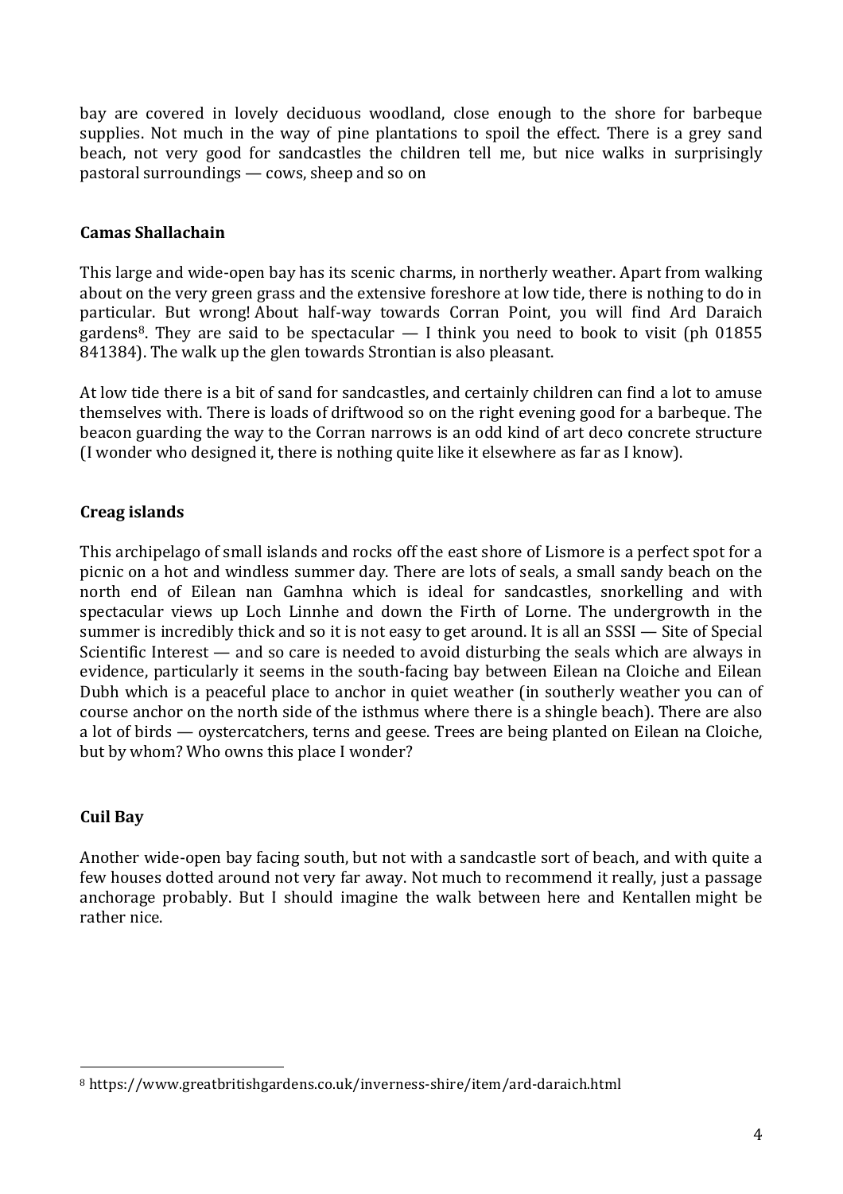bay are covered in lovely deciduous woodland, close enough to the shore for barbeque supplies. Not much in the way of pine plantations to spoil the effect. There is a grey sand beach, not very good for sandcastles the children tell me, but nice walks in surprisingly pastoral surroundings — cows, sheep and so on

### Camas Shallachain

This large and wide-open bay has its scenic charms, in northerly weather. Apart from walking about on the very green grass and the extensive foreshore at low tide, there is nothing to do in particular. But wrong! About half-way towards Corran Point, you will find Ard Daraich gardens[8]. They are said to be spectacular — I think you need to book to visit (ph 01855 841384). The walk up the glen towards Strontian is also pleasant.

At low tide there is a bit of sand for sandcastles, and certainly children can find a lot to amuse themselves with. There is loads of driftwood so on the right evening good for a barbeque. The beacon guarding the way to the Corran narrows is an odd kind of art deco concrete structure (I wonder who designed it, there is nothing quite like it elsewhere as far as I know).

### Creag islands

This archipelago of small islands and rocks off the east shore of Lismore is a perfect spot for a picnic on a hot and windless summer day. There are lots of seals, a small sandy beach on the north end of Eilean nan Gamhna which is ideal for sandcastles, snorkelling and with spectacular views up Loch Linnhe and down the Firth of Lorne. The undergrowth in the summer is incredibly thick and so it is not easy to get around. It is all an SSSI — Site of Special Scientific Interest — and so care is needed to avoid disturbing the seals which are always in evidence, particularly it seems in the south-facing bay between Eilean na Cloiche and Eilean Dubh which is a peaceful place to anchor in quiet weather (in southerly weather you can of course anchor on the north side of the isthmus where there is a shingle beach). There are also a lot of birds — oystercatchers, terns and geese. Trees are being planted on Eilean na Cloiche, but by whom? Who owns this place I wonder?

### Cuil Bay

Another wide-open bay facing south, but not with a sandcastle sort of beach, and with quite a few houses dotted around not very far away. Not much to recommend it really, just a passage anchorage probably. But I should imagine the walk between here and Kentallen might be rather nice.

[8] https://www.greatbritishgardens.co.uk/inverness-shire/item/ard-daraich.html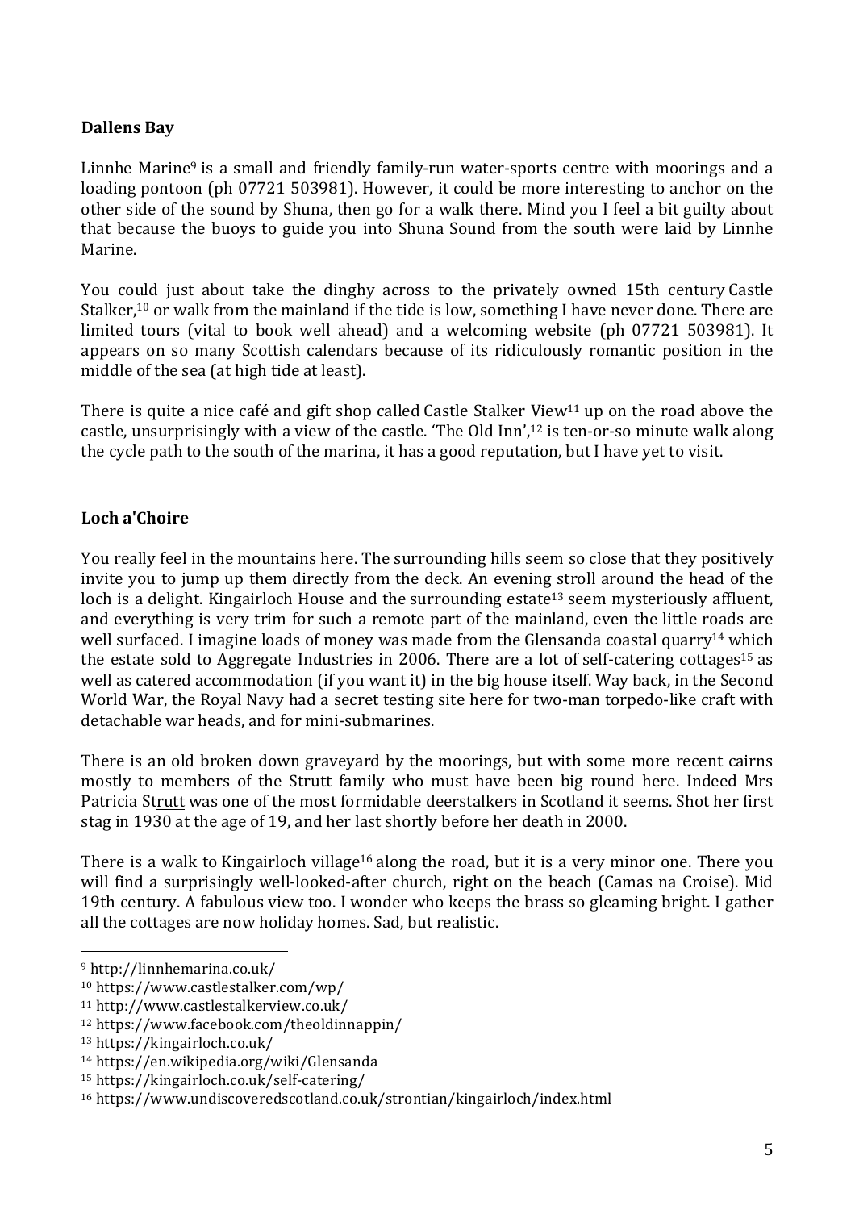**Dallens Bay**

Linnhe Marine[9] is a small and friendly family-run water-sports centre with moorings and a loading pontoon (ph 07721 503981). However, it could be more interesting to anchor on the other side of the sound by Shuna, then go for a walk there. Mind you I feel a bit guilty about that because the buoys to guide you into Shuna Sound from the south were laid by Linnhe Marine.

You could just about take the dinghy across to the privately owned 15th century Castle Stalker,[10] or walk from the mainland if the tide is low, something I have never done. There are limited tours (vital to book well ahead) and a welcoming website (ph 07721 503981). It appears on so many Scottish calendars because of its ridiculously romantic position in the middle of the sea (at high tide at least).

There is quite a nice café and gift shop called Castle Stalker View[11] up on the road above the castle, unsurprisingly with a view of the castle. 'The Old Inn',[12] is ten-or-so minute walk along the cycle path to the south of the marina, it has a good reputation, but I have yet to visit.

**Loch a'Choire**

You really feel in the mountains here. The surrounding hills seem so close that they positively invite you to jump up them directly from the deck. An evening stroll around the head of the loch is a delight. Kingairloch House and the surrounding estate[13] seem mysteriously affluent, and everything is very trim for such a remote part of the mainland, even the little roads are well surfaced. I imagine loads of money was made from the Glensanda coastal quarry[14] which the estate sold to Aggregate Industries in 2006. There are a lot of self-catering cottages[15] as well as catered accommodation (if you want it) in the big house itself. Way back, in the Second World War, the Royal Navy had a secret testing site here for two-man torpedo-like craft with detachable war heads, and for mini-submarines.

There is an old broken down graveyard by the moorings, but with some more recent cairns mostly to members of the Strutt family who must have been big round here. Indeed Mrs Patricia Strutt was one of the most formidable deerstalkers in Scotland it seems. Shot her first stag in 1930 at the age of 19, and her last shortly before her death in 2000.

There is a walk to Kingairloch village[16] along the road, but it is a very minor one. There you will find a surprisingly well-looked-after church, right on the beach (Camas na Croise). Mid 19th century. A fabulous view too. I wonder who keeps the brass so gleaming bright. I gather all the cottages are now holiday homes. Sad, but realistic.

---

[9] http://linnhemarina.co.uk/
[10] https://www.castlestalker.com/wp/
[11] http://www.castlestalkerview.co.uk/
[12] https://www.facebook.com/theoldinnappin/
[13] https://kingairloch.co.uk/
[14] https://en.wikipedia.org/wiki/Glensanda
[15] https://kingairloch.co.uk/self-catering/
[16] https://www.undiscoveredscotland.co.uk/strontian/kingairloch/index.html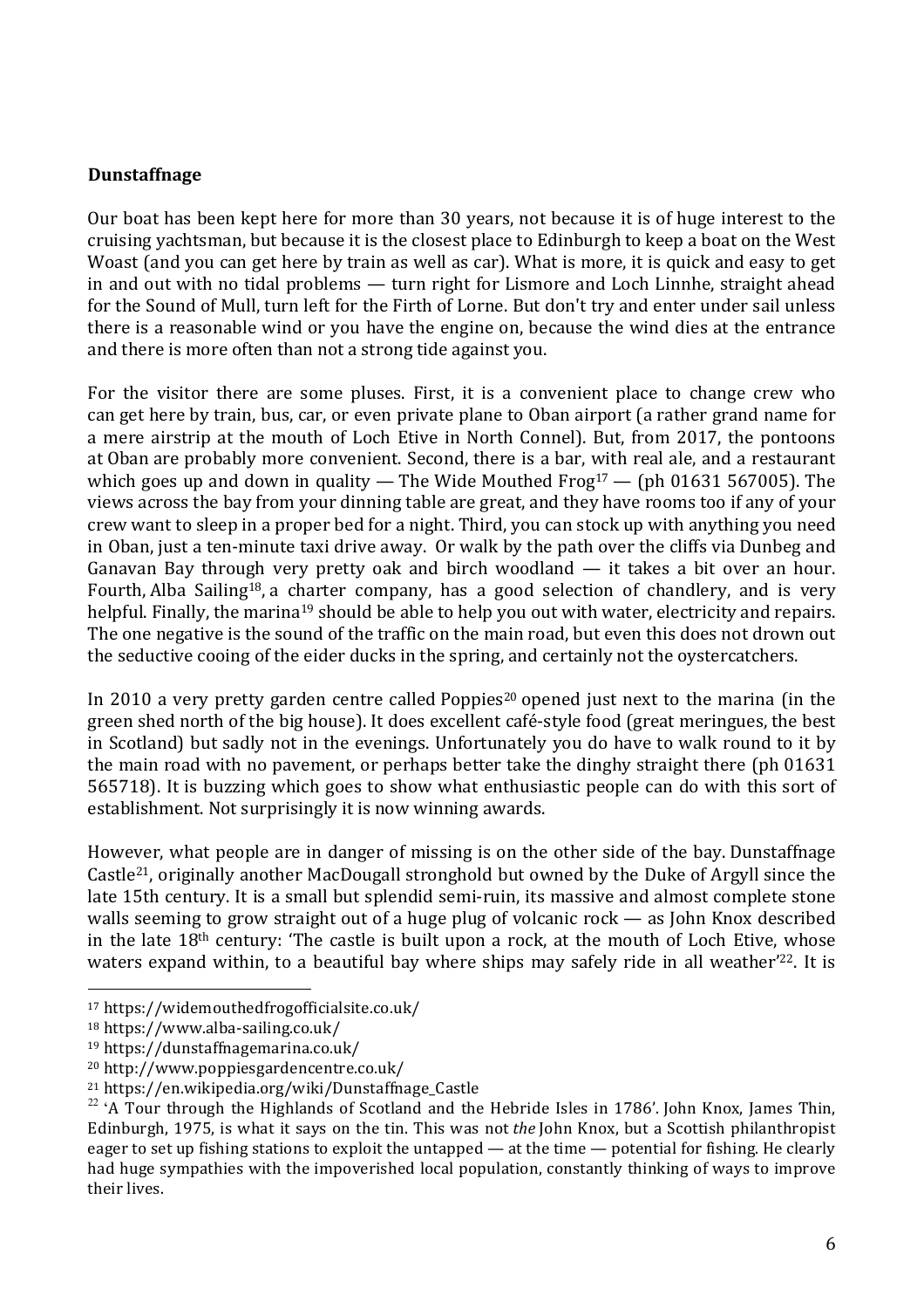**Dunstaffnage**

Our boat has been kept here for more than 30 years, not because it is of huge interest to the cruising yachtsman, but because it is the closest place to Edinburgh to keep a boat on the West Woast (and you can get here by train as well as car). What is more, it is quick and easy to get in and out with no tidal problems — turn right for Lismore and Loch Linnhe, straight ahead for the Sound of Mull, turn left for the Firth of Lorne. But don't try and enter under sail unless there is a reasonable wind or you have the engine on, because the wind dies at the entrance and there is more often than not a strong tide against you.

For the visitor there are some pluses. First, it is a convenient place to change crew who can get here by train, bus, car, or even private plane to Oban airport (a rather grand name for a mere airstrip at the mouth of Loch Etive in North Connel). But, from 2017, the pontoons at Oban are probably more convenient. Second, there is a bar, with real ale, and a restaurant which goes up and down in quality — The Wide Mouthed Frog[17] — (ph 01631 567005). The views across the bay from your dinning table are great, and they have rooms too if any of your crew want to sleep in a proper bed for a night. Third, you can stock up with anything you need in Oban, just a ten-minute taxi drive away. Or walk by the path over the cliffs via Dunbeg and Ganavan Bay through very pretty oak and birch woodland — it takes a bit over an hour. Fourth, Alba Sailing[18], a charter company, has a good selection of chandlery, and is very helpful. Finally, the marina[19] should be able to help you out with water, electricity and repairs. The one negative is the sound of the traffic on the main road, but even this does not drown out the seductive cooing of the eider ducks in the spring, and certainly not the oystercatchers.

In 2010 a very pretty garden centre called Poppies[20] opened just next to the marina (in the green shed north of the big house). It does excellent café-style food (great meringues, the best in Scotland) but sadly not in the evenings. Unfortunately you do have to walk round to it by the main road with no pavement, or perhaps better take the dinghy straight there (ph 01631 565718). It is buzzing which goes to show what enthusiastic people can do with this sort of establishment. Not surprisingly it is now winning awards.

However, what people are in danger of missing is on the other side of the bay. Dunstaffnage Castle[21], originally another MacDougall stronghold but owned by the Duke of Argyll since the late 15th century. It is a small but splendid semi-ruin, its massive and almost complete stone walls seeming to grow straight out of a huge plug of volcanic rock — as John Knox described in the late 18th century: 'The castle is built upon a rock, at the mouth of Loch Etive, whose waters expand within, to a beautiful bay where ships may safely ride in all weather'[22]. It is

---

[17] https://widemouthedfrogofficialsite.co.uk/

[18] https://www.alba-sailing.co.uk/

[19] https://dunstaffnagemarina.co.uk/

[20] http://www.poppiesgardencentre.co.uk/

[21] https://en.wikipedia.org/wiki/Dunstaffnage_Castle

[22] 'A Tour through the Highlands of Scotland and the Hebride Isles in 1786'. John Knox, James Thin, Edinburgh, 1975, is what it says on the tin. This was not *the* John Knox, but a Scottish philanthropist eager to set up fishing stations to exploit the untapped — at the time — potential for fishing. He clearly had huge sympathies with the impoverished local population, constantly thinking of ways to improve their lives.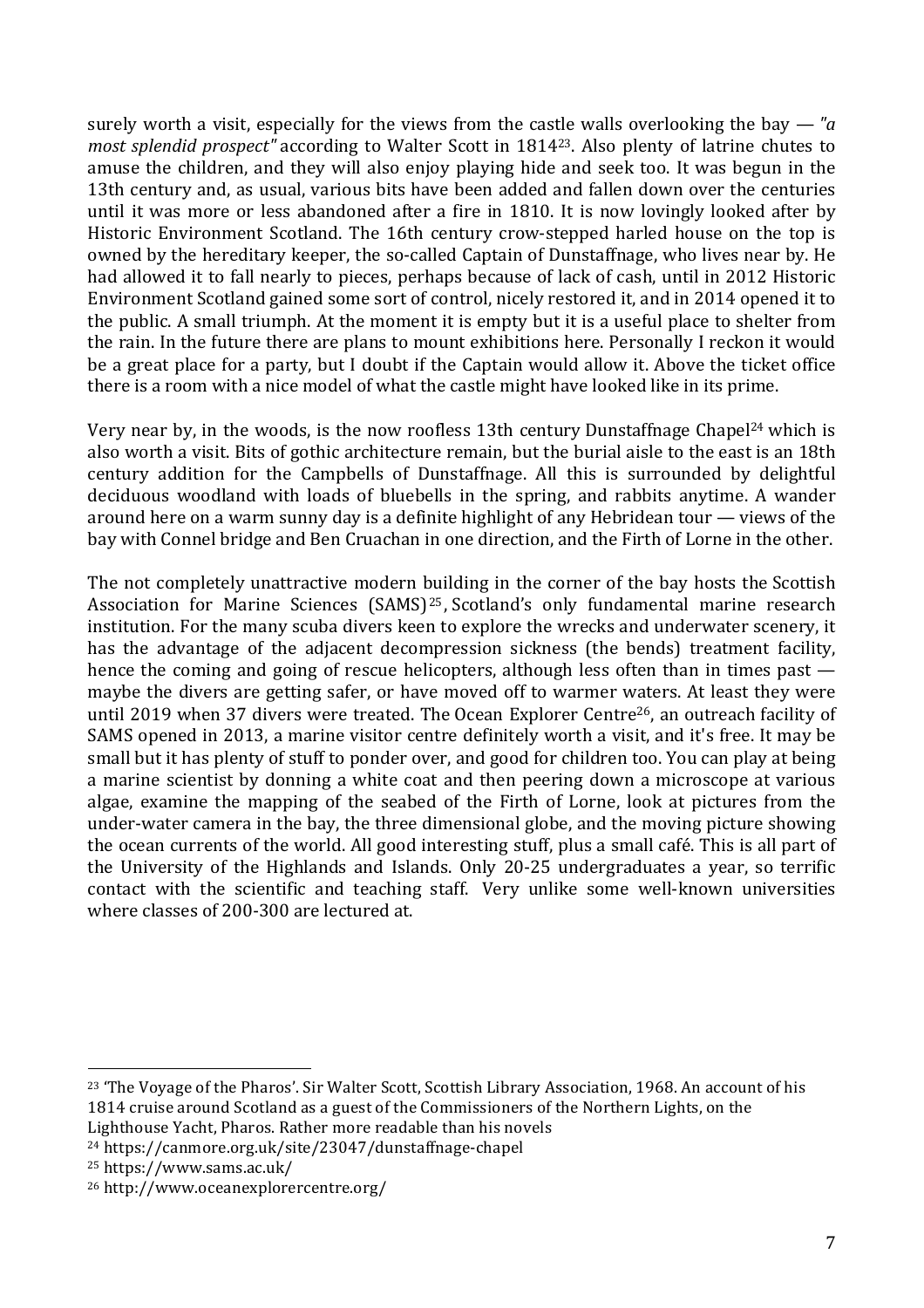surely worth a visit, especially for the views from the castle walls overlooking the bay — *"a most splendid prospect"* according to Walter Scott in 1814[23]. Also plenty of latrine chutes to amuse the children, and they will also enjoy playing hide and seek too. It was begun in the 13th century and, as usual, various bits have been added and fallen down over the centuries until it was more or less abandoned after a fire in 1810. It is now lovingly looked after by Historic Environment Scotland. The 16th century crow-stepped harled house on the top is owned by the hereditary keeper, the so-called Captain of Dunstaffnage, who lives near by. He had allowed it to fall nearly to pieces, perhaps because of lack of cash, until in 2012 Historic Environment Scotland gained some sort of control, nicely restored it, and in 2014 opened it to the public. A small triumph. At the moment it is empty but it is a useful place to shelter from the rain. In the future there are plans to mount exhibitions here. Personally I reckon it would be a great place for a party, but I doubt if the Captain would allow it. Above the ticket office there is a room with a nice model of what the castle might have looked like in its prime.

Very near by, in the woods, is the now roofless 13th century Dunstaffnage Chapel[24] which is also worth a visit. Bits of gothic architecture remain, but the burial aisle to the east is an 18th century addition for the Campbells of Dunstaffnage. All this is surrounded by delightful deciduous woodland with loads of bluebells in the spring, and rabbits anytime. A wander around here on a warm sunny day is a definite highlight of any Hebridean tour — views of the bay with Connel bridge and Ben Cruachan in one direction, and the Firth of Lorne in the other.

The not completely unattractive modern building in the corner of the bay hosts the Scottish Association for Marine Sciences (SAMS)[25], Scotland's only fundamental marine research institution. For the many scuba divers keen to explore the wrecks and underwater scenery, it has the advantage of the adjacent decompression sickness (the bends) treatment facility, hence the coming and going of rescue helicopters, although less often than in times past — maybe the divers are getting safer, or have moved off to warmer waters. At least they were until 2019 when 37 divers were treated. The Ocean Explorer Centre[26], an outreach facility of SAMS opened in 2013, a marine visitor centre definitely worth a visit, and it's free. It may be small but it has plenty of stuff to ponder over, and good for children too. You can play at being a marine scientist by donning a white coat and then peering down a microscope at various algae, examine the mapping of the seabed of the Firth of Lorne, look at pictures from the under-water camera in the bay, the three dimensional globe, and the moving picture showing the ocean currents of the world. All good interesting stuff, plus a small café. This is all part of the University of the Highlands and Islands. Only 20-25 undergraduates a year, so terrific contact with the scientific and teaching staff. Very unlike some well-known universities where classes of 200-300 are lectured at.

---

[23] 'The Voyage of the Pharos'. Sir Walter Scott, Scottish Library Association, 1968. An account of his 1814 cruise around Scotland as a guest of the Commissioners of the Northern Lights, on the Lighthouse Yacht, Pharos. Rather more readable than his novels

[24] https://canmore.org.uk/site/23047/dunstaffnage-chapel

[25] https://www.sams.ac.uk/

[26] http://www.oceanexplorercentre.org/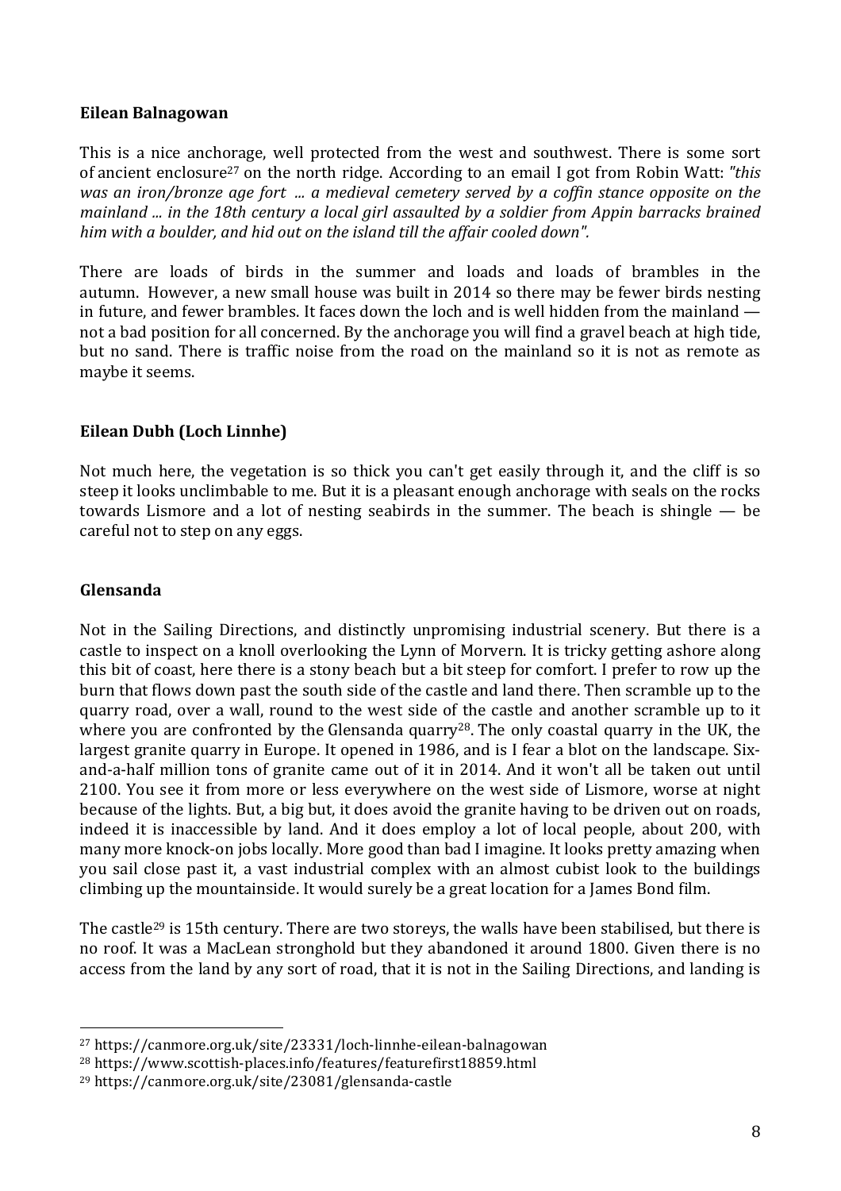### Eilean Balnagowan

This is a nice anchorage, well protected from the west and southwest. There is some sort of ancient enclosure[27] on the north ridge. According to an email I got from Robin Watt: *"this was an iron/bronze age fort ... a medieval cemetery served by a coffin stance opposite on the mainland ... in the 18th century a local girl assaulted by a soldier from Appin barracks brained him with a boulder, and hid out on the island till the affair cooled down".*

There are loads of birds in the summer and loads and loads of brambles in the autumn. However, a new small house was built in 2014 so there may be fewer birds nesting in future, and fewer brambles. It faces down the loch and is well hidden from the mainland — not a bad position for all concerned. By the anchorage you will find a gravel beach at high tide, but no sand. There is traffic noise from the road on the mainland so it is not as remote as maybe it seems.

### Eilean Dubh (Loch Linnhe)

Not much here, the vegetation is so thick you can't get easily through it, and the cliff is so steep it looks unclimbable to me. But it is a pleasant enough anchorage with seals on the rocks towards Lismore and a lot of nesting seabirds in the summer. The beach is shingle — be careful not to step on any eggs.

### Glensanda

Not in the Sailing Directions, and distinctly unpromising industrial scenery. But there is a castle to inspect on a knoll overlooking the Lynn of Morvern. It is tricky getting ashore along this bit of coast, here there is a stony beach but a bit steep for comfort. I prefer to row up the burn that flows down past the south side of the castle and land there. Then scramble up to the quarry road, over a wall, round to the west side of the castle and another scramble up to it where you are confronted by the Glensanda quarry[28]. The only coastal quarry in the UK, the largest granite quarry in Europe. It opened in 1986, and is I fear a blot on the landscape. Six-and-a-half million tons of granite came out of it in 2014. And it won't all be taken out until 2100. You see it from more or less everywhere on the west side of Lismore, worse at night because of the lights. But, a big but, it does avoid the granite having to be driven out on roads, indeed it is inaccessible by land. And it does employ a lot of local people, about 200, with many more knock-on jobs locally. More good than bad I imagine. It looks pretty amazing when you sail close past it, a vast industrial complex with an almost cubist look to the buildings climbing up the mountainside. It would surely be a great location for a James Bond film.

The castle[29] is 15th century. There are two storeys, the walls have been stabilised, but there is no roof. It was a MacLean stronghold but they abandoned it around 1800. Given there is no access from the land by any sort of road, that it is not in the Sailing Directions, and landing is

---

[27] https://canmore.org.uk/site/23331/loch-linnhe-eilean-balnagowan

[28] https://www.scottish-places.info/features/featurefirst18859.html

[29] https://canmore.org.uk/site/23081/glensanda-castle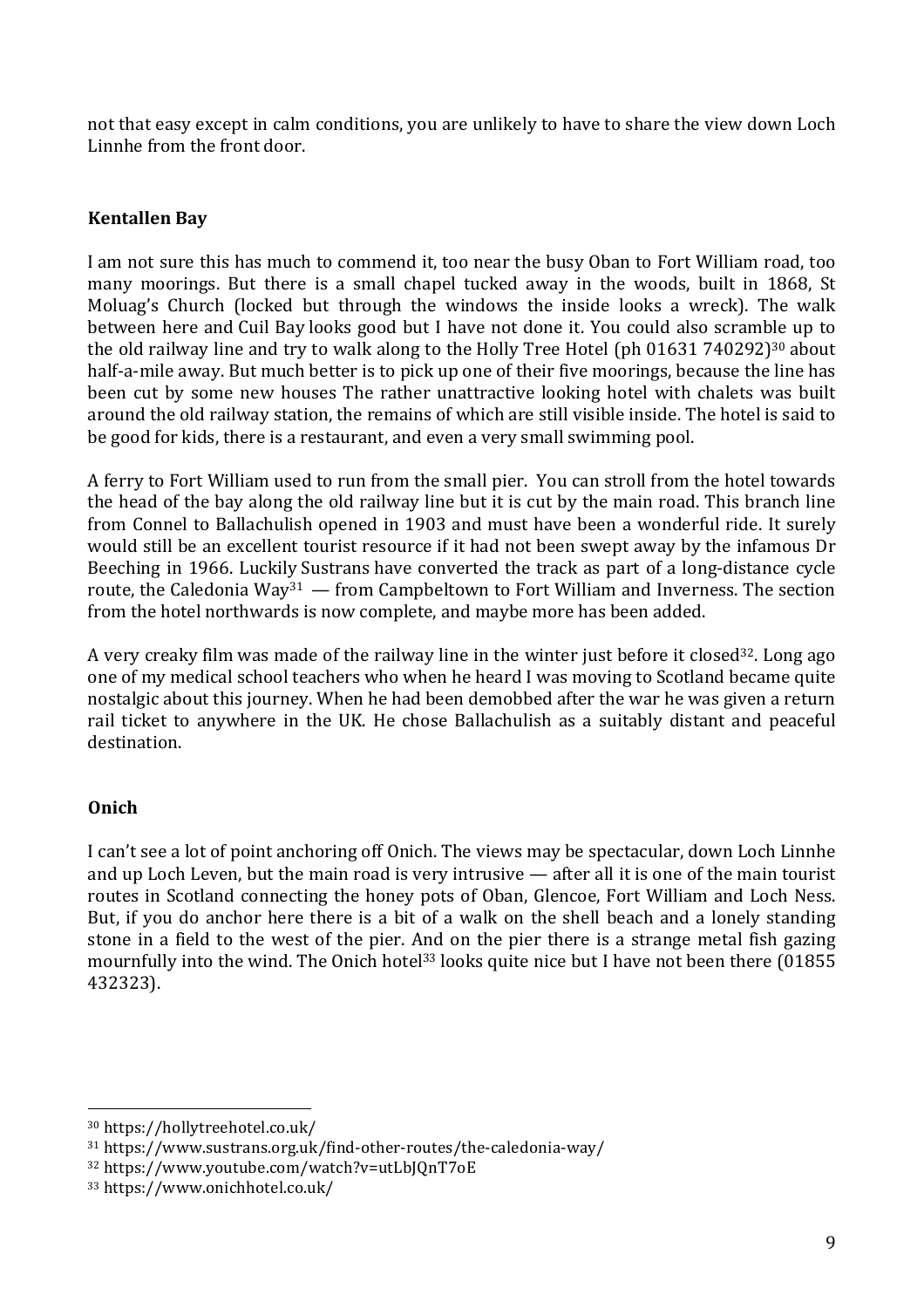not that easy except in calm conditions, you are unlikely to have to share the view down Loch Linnhe from the front door.

### Kentallen Bay

I am not sure this has much to commend it, too near the busy Oban to Fort William road, too many moorings. But there is a small chapel tucked away in the woods, built in 1868, St Moluag's Church (locked but through the windows the inside looks a wreck). The walk between here and Cuil Bay looks good but I have not done it. You could also scramble up to the old railway line and try to walk along to the Holly Tree Hotel (ph 01631 740292)[30] about half-a-mile away. But much better is to pick up one of their five moorings, because the line has been cut by some new houses The rather unattractive looking hotel with chalets was built around the old railway station, the remains of which are still visible inside. The hotel is said to be good for kids, there is a restaurant, and even a very small swimming pool.

A ferry to Fort William used to run from the small pier. You can stroll from the hotel towards the head of the bay along the old railway line but it is cut by the main road. This branch line from Connel to Ballachulish opened in 1903 and must have been a wonderful ride. It surely would still be an excellent tourist resource if it had not been swept away by the infamous Dr Beeching in 1966. Luckily Sustrans have converted the track as part of a long-distance cycle route, the Caledonia Way[31] — from Campbeltown to Fort William and Inverness. The section from the hotel northwards is now complete, and maybe more has been added.

A very creaky film was made of the railway line in the winter just before it closed[32]. Long ago one of my medical school teachers who when he heard I was moving to Scotland became quite nostalgic about this journey. When he had been demobbed after the war he was given a return rail ticket to anywhere in the UK. He chose Ballachulish as a suitably distant and peaceful destination.

### Onich

I can't see a lot of point anchoring off Onich. The views may be spectacular, down Loch Linnhe and up Loch Leven, but the main road is very intrusive — after all it is one of the main tourist routes in Scotland connecting the honey pots of Oban, Glencoe, Fort William and Loch Ness. But, if you do anchor here there is a bit of a walk on the shell beach and a lonely standing stone in a field to the west of the pier. And on the pier there is a strange metal fish gazing mournfully into the wind. The Onich hotel[33] looks quite nice but I have not been there (01855 432323).

---

[30] https://hollytreehotel.co.uk/

[31] https://www.sustrans.org.uk/find-other-routes/the-caledonia-way/

[32] https://www.youtube.com/watch?v=utLbJQnT7oE

[33] https://www.onichhotel.co.uk/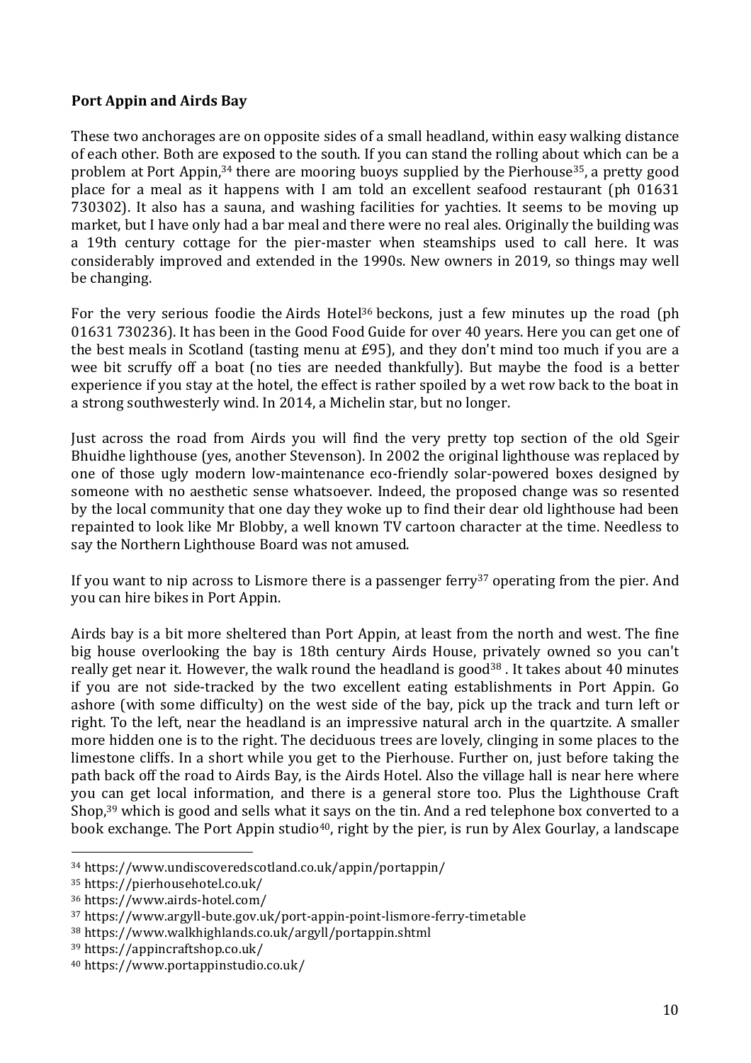**Port Appin and Airds Bay**

These two anchorages are on opposite sides of a small headland, within easy walking distance of each other. Both are exposed to the south. If you can stand the rolling about which can be a problem at Port Appin,[34] there are mooring buoys supplied by the Pierhouse[35], a pretty good place for a meal as it happens with I am told an excellent seafood restaurant (ph 01631 730302). It also has a sauna, and washing facilities for yachties. It seems to be moving up market, but I have only had a bar meal and there were no real ales. Originally the building was a 19th century cottage for the pier-master when steamships used to call here. It was considerably improved and extended in the 1990s. New owners in 2019, so things may well be changing.

For the very serious foodie the Airds Hotel[36] beckons, just a few minutes up the road (ph 01631 730236). It has been in the Good Food Guide for over 40 years. Here you can get one of the best meals in Scotland (tasting menu at £95), and they don't mind too much if you are a wee bit scruffy off a boat (no ties are needed thankfully). But maybe the food is a better experience if you stay at the hotel, the effect is rather spoiled by a wet row back to the boat in a strong southwesterly wind. In 2014, a Michelin star, but no longer.

Just across the road from Airds you will find the very pretty top section of the old Sgeir Bhuidhe lighthouse (yes, another Stevenson). In 2002 the original lighthouse was replaced by one of those ugly modern low-maintenance eco-friendly solar-powered boxes designed by someone with no aesthetic sense whatsoever. Indeed, the proposed change was so resented by the local community that one day they woke up to find their dear old lighthouse had been repainted to look like Mr Blobby, a well known TV cartoon character at the time. Needless to say the Northern Lighthouse Board was not amused.

If you want to nip across to Lismore there is a passenger ferry[37] operating from the pier. And you can hire bikes in Port Appin.

Airds bay is a bit more sheltered than Port Appin, at least from the north and west. The fine big house overlooking the bay is 18th century Airds House, privately owned so you can't really get near it. However, the walk round the headland is good[38] . It takes about 40 minutes if you are not side-tracked by the two excellent eating establishments in Port Appin. Go ashore (with some difficulty) on the west side of the bay, pick up the track and turn left or right. To the left, near the headland is an impressive natural arch in the quartzite. A smaller more hidden one is to the right. The deciduous trees are lovely, clinging in some places to the limestone cliffs. In a short while you get to the Pierhouse. Further on, just before taking the path back off the road to Airds Bay, is the Airds Hotel. Also the village hall is near here where you can get local information, and there is a general store too. Plus the Lighthouse Craft Shop,[39] which is good and sells what it says on the tin. And a red telephone box converted to a book exchange. The Port Appin studio[40], right by the pier, is run by Alex Gourlay, a landscape

---

[34] https://www.undiscoveredscotland.co.uk/appin/portappin/

[35] https://pierhousehotel.co.uk/

[36] https://www.airds-hotel.com/

[37] https://www.argyll-bute.gov.uk/port-appin-point-lismore-ferry-timetable

[38] https://www.walkhighlands.co.uk/argyll/portappin.shtml

[39] https://appincraftshop.co.uk/

[40] https://www.portappinstudio.co.uk/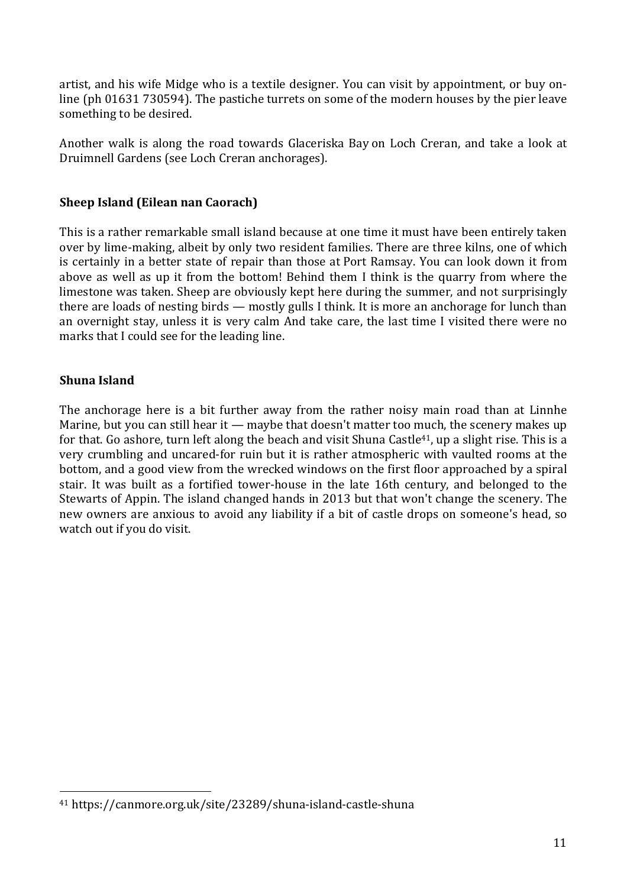artist, and his wife Midge who is a textile designer. You can visit by appointment, or buy on-line (ph 01631 730594). The pastiche turrets on some of the modern houses by the pier leave something to be desired.

Another walk is along the road towards Glaceriska Bay on Loch Creran, and take a look at Druimnell Gardens (see Loch Creran anchorages).

### Sheep Island (Eilean nan Caorach)

This is a rather remarkable small island because at one time it must have been entirely taken over by lime-making, albeit by only two resident families. There are three kilns, one of which is certainly in a better state of repair than those at Port Ramsay. You can look down it from above as well as up it from the bottom! Behind them I think is the quarry from where the limestone was taken. Sheep are obviously kept here during the summer, and not surprisingly there are loads of nesting birds — mostly gulls I think. It is more an anchorage for lunch than an overnight stay, unless it is very calm And take care, the last time I visited there were no marks that I could see for the leading line.

### Shuna Island

The anchorage here is a bit further away from the rather noisy main road than at Linnhe Marine, but you can still hear it — maybe that doesn't matter too much, the scenery makes up for that. Go ashore, turn left along the beach and visit Shuna Castle[41], up a slight rise. This is a very crumbling and uncared-for ruin but it is rather atmospheric with vaulted rooms at the bottom, and a good view from the wrecked windows on the first floor approached by a spiral stair. It was built as a fortified tower-house in the late 16th century, and belonged to the Stewarts of Appin. The island changed hands in 2013 but that won't change the scenery. The new owners are anxious to avoid any liability if a bit of castle drops on someone's head, so watch out if you do visit.

---

[41] https://canmore.org.uk/site/23289/shuna-island-castle-shuna